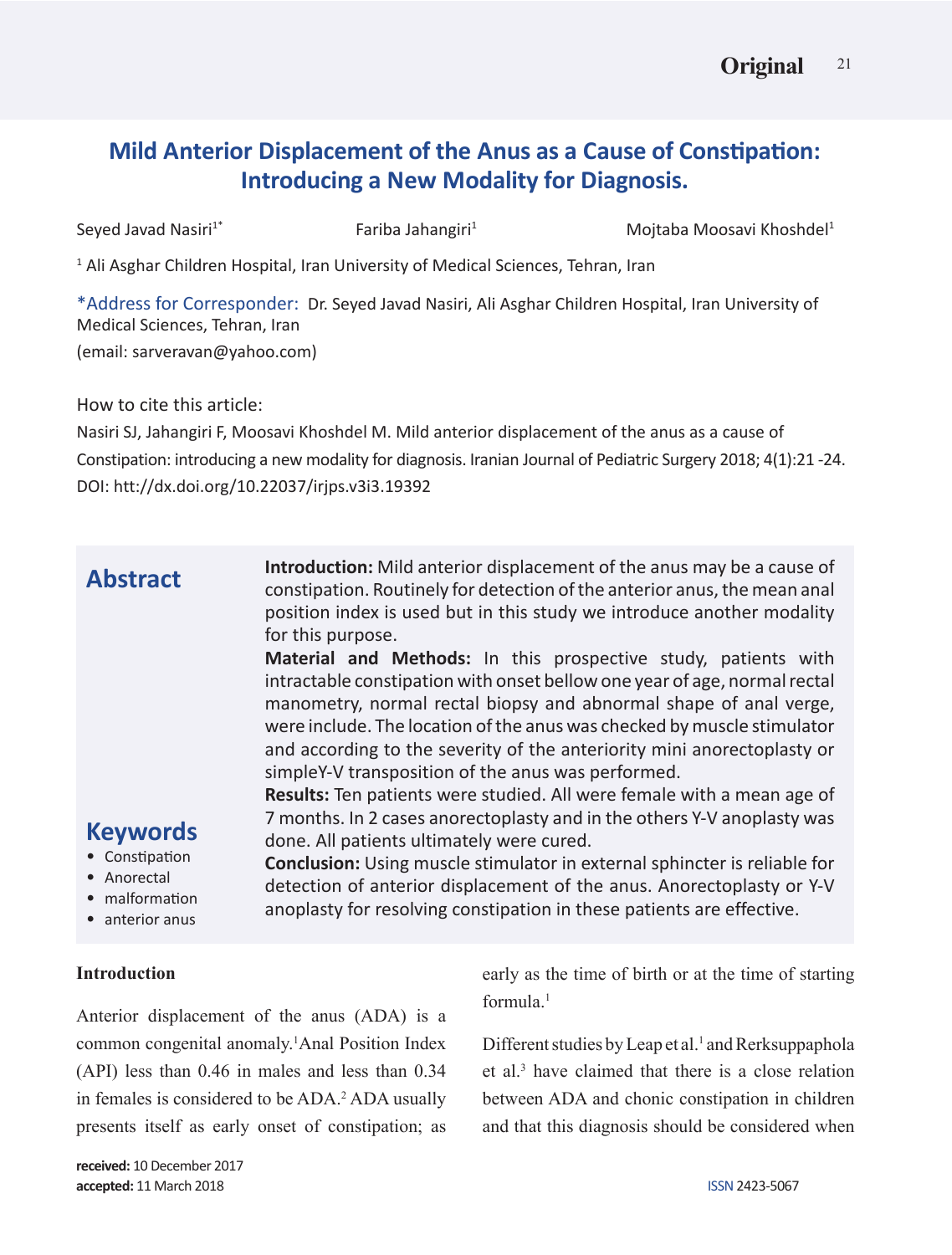# Mild Anterior Displacement of the Anus as a Cause of Constipation: Introducing a New Modality for Diagnosis.

Seyed Javad Nasiri[1*] Fariba Jahangiri[1] Mojtaba Moosavi Khoshdel[1]

[1] Ali Asghar Children Hospital, Iran University of Medical Sciences, Tehran, Iran

*Address for Corresponder: Dr. Seyed Javad Nasiri, Ali Asghar Children Hospital, Iran University of Medical Sciences, Tehran, Iran
(email: sarveravan@yahoo.com)

How to cite this article:
Nasiri SJ, Jahangiri F, Moosavi Khoshdel M. Mild anterior displacement of the anus as a cause of Constipation: introducing a new modality for diagnosis. Iranian Journal of Pediatric Surgery 2018; 4(1):21 -24.
DOI: htt://dx.doi.org/10.22037/irjps.v3i3.19392

## Abstract

**Introduction:** Mild anterior displacement of the anus may be a cause of constipation. Routinely for detection of the anterior anus, the mean anal position index is used but in this study we introduce another modality for this purpose.

**Material and Methods:** In this prospective study, patients with intractable constipation with onset bellow one year of age, normal rectal manometry, normal rectal biopsy and abnormal shape of anal verge, were include. The location of the anus was checked by muscle stimulator and according to the severity of the anteriority mini anorectoplasty or simpleY-V transposition of the anus was performed.

**Results:** Ten patients were studied. All were female with a mean age of 7 months. In 2 cases anorectoplasty and in the others Y-V anoplasty was done. All patients ultimately were cured.

**Conclusion:** Using muscle stimulator in external sphincter is reliable for detection of anterior displacement of the anus. Anorectoplasty or Y-V anoplasty for resolving constipation in these patients are effective.

## Keywords

- Constipation
- Anorectal
- malformation
- anterior anus

### Introduction

Anterior displacement of the anus (ADA) is a common congenital anomaly.[1] Anal Position Index (API) less than 0.46 in males and less than 0.34 in females is considered to be ADA.[2] ADA usually presents itself as early onset of constipation; as early as the time of birth or at the time of starting formula.[1]

Different studies by Leap et al.[1] and Rerksuppaphola et al.[3] have claimed that there is a close relation between ADA and chonic constipation in children and that this diagnosis should be considered when

received: 10 December 2017
accepted: 11 March 2018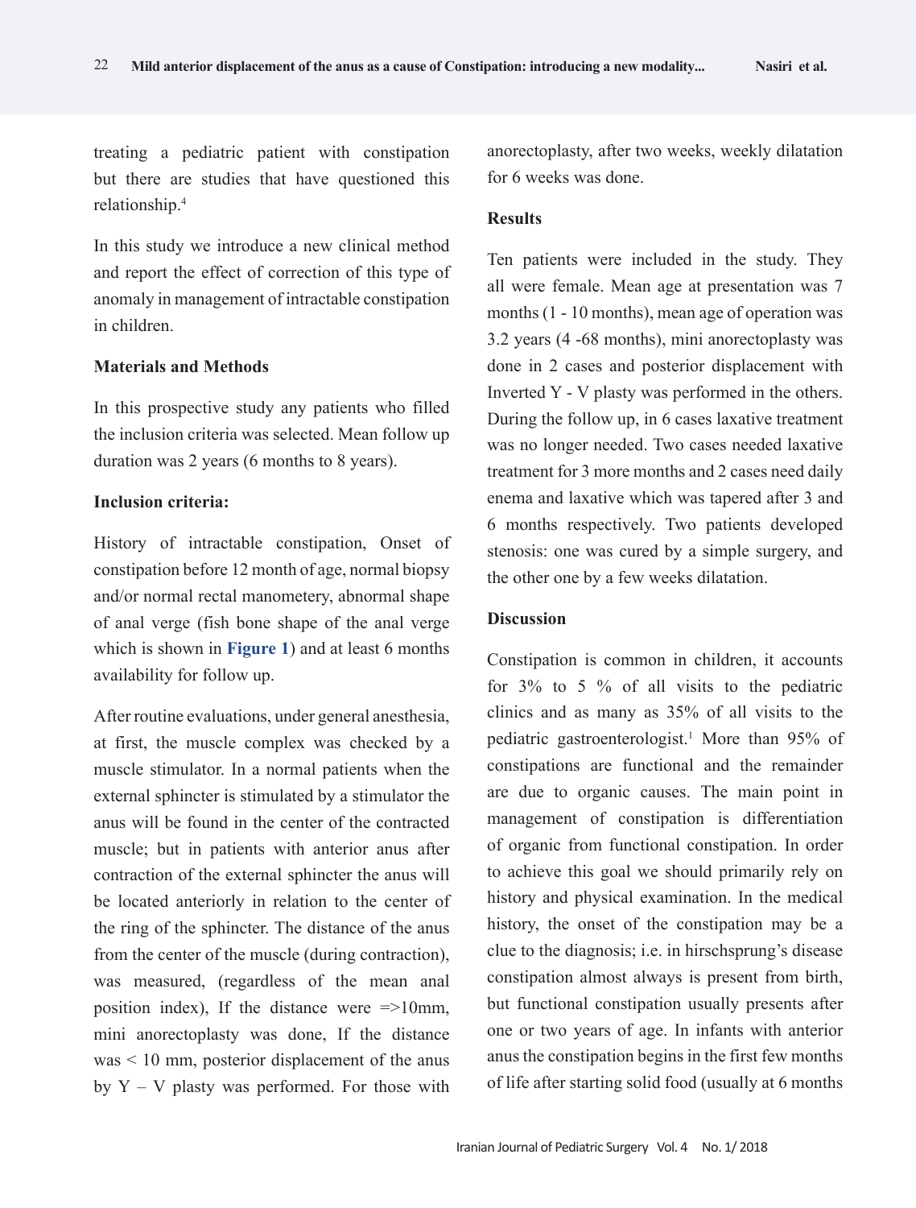treating a pediatric patient with constipation but there are studies that have questioned this relationship.[4]

In this study we introduce a new clinical method and report the effect of correction of this type of anomaly in management of intractable constipation in children.

## Materials and Methods

In this prospective study any patients who filled the inclusion criteria was selected. Mean follow up duration was 2 years (6 months to 8 years).

### Inclusion criteria:

History of intractable constipation, Onset of constipation before 12 month of age, normal biopsy and/or normal rectal manometery, abnormal shape of anal verge (fish bone shape of the anal verge which is shown in **Figure 1**) and at least 6 months availability for follow up.

After routine evaluations, under general anesthesia, at first, the muscle complex was checked by a muscle stimulator. In a normal patients when the external sphincter is stimulated by a stimulator the anus will be found in the center of the contracted muscle; but in patients with anterior anus after contraction of the external sphincter the anus will be located anteriorly in relation to the center of the ring of the sphincter. The distance of the anus from the center of the muscle (during contraction), was measured, (regardless of the mean anal position index), If the distance were =>10mm, mini anorectoplasty was done, If the distance was < 10 mm, posterior displacement of the anus by Y – V plasty was performed. For those with anorectoplasty, after two weeks, weekly dilatation for 6 weeks was done.

## Results

Ten patients were included in the study. They all were female. Mean age at presentation was 7 months (1 - 10 months), mean age of operation was 3.2 years (4 -68 months), mini anorectoplasty was done in 2 cases and posterior displacement with Inverted Y - V plasty was performed in the others. During the follow up, in 6 cases laxative treatment was no longer needed. Two cases needed laxative treatment for 3 more months and 2 cases need daily enema and laxative which was tapered after 3 and 6 months respectively. Two patients developed stenosis: one was cured by a simple surgery, and the other one by a few weeks dilatation.

## Discussion

Constipation is common in children, it accounts for 3% to 5 % of all visits to the pediatric clinics and as many as 35% of all visits to the pediatric gastroenterologist.[1] More than 95% of constipations are functional and the remainder are due to organic causes. The main point in management of constipation is differentiation of organic from functional constipation. In order to achieve this goal we should primarily rely on history and physical examination. In the medical history, the onset of the constipation may be a clue to the diagnosis; i.e. in hirschsprung's disease constipation almost always is present from birth, but functional constipation usually presents after one or two years of age. In infants with anterior anus the constipation begins in the first few months of life after starting solid food (usually at 6 months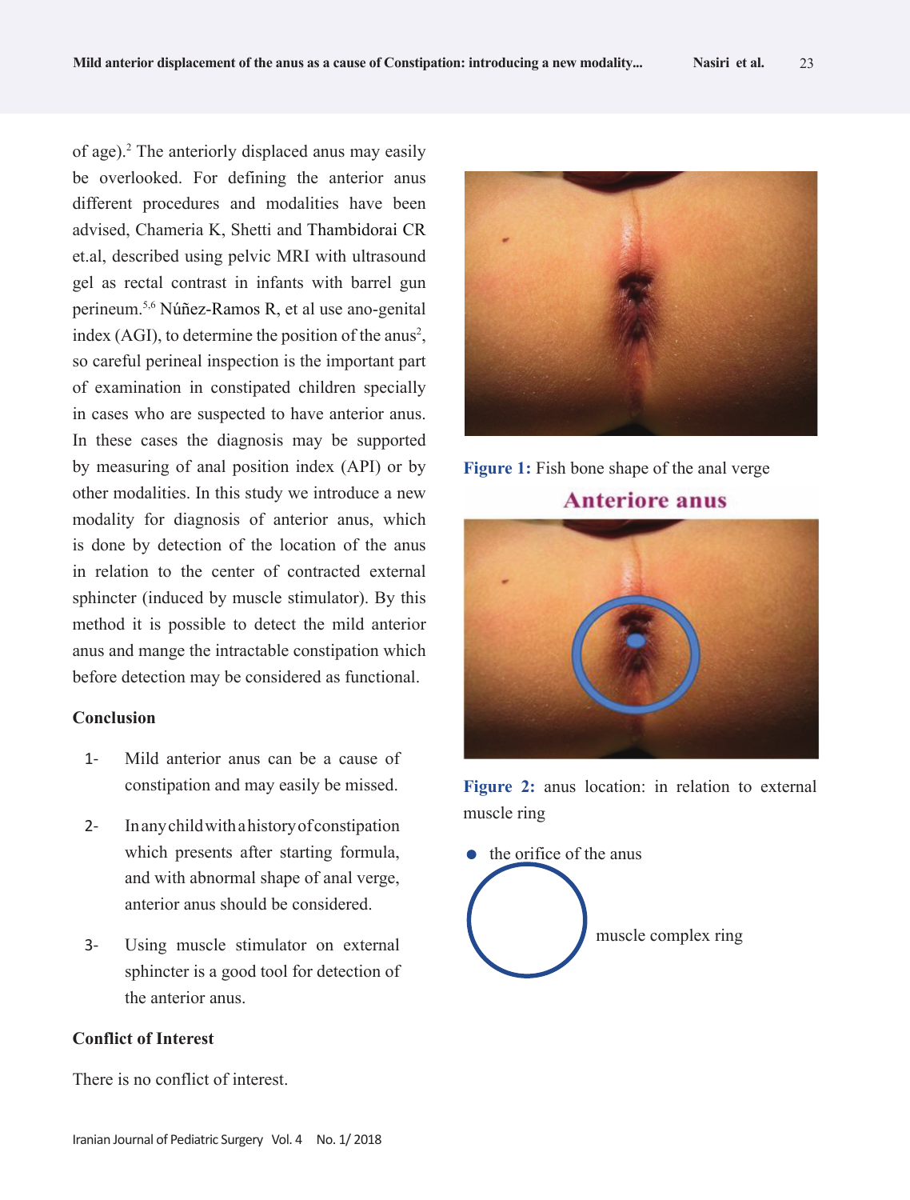of age).[2] The anteriorly displaced anus may easily be overlooked. For defining the anterior anus different procedures and modalities have been advised, Chameria K, Shetti and Thambidorai CR et.al, described using pelvic MRI with ultrasound gel as rectal contrast in infants with barrel gun perineum.[5,6] Núñez-Ramos R, et al use ano-genital index (AGI), to determine the position of the anus[2], so careful perineal inspection is the important part of examination in constipated children specially in cases who are suspected to have anterior anus. In these cases the diagnosis may be supported by measuring of anal position index (API) or by other modalities. In this study we introduce a new modality for diagnosis of anterior anus, which is done by detection of the location of the anus in relation to the center of contracted external sphincter (induced by muscle stimulator). By this method it is possible to detect the mild anterior anus and mange the intractable constipation which before detection may be considered as functional.

**Figure 1:** Fish bone shape of the anal verge

Anteriore anus

**Figure 2:** anus location: in relation to external muscle ring

- the orifice of the anus

muscle complex ring

### Conclusion

1- Mild anterior anus can be a cause of constipation and may easily be missed.

2- In any child with a history of constipation which presents after starting formula, and with abnormal shape of anal verge, anterior anus should be considered.

3- Using muscle stimulator on external sphincter is a good tool for detection of the anterior anus.

### Conflict of Interest

There is no conflict of interest.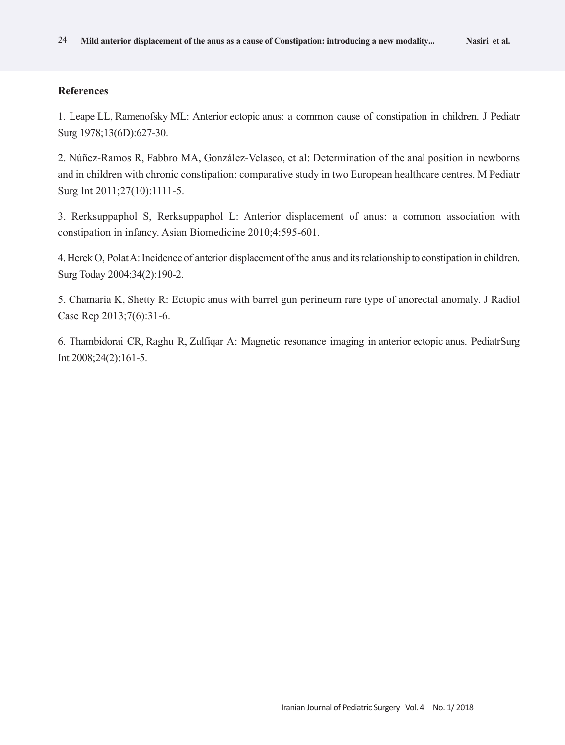**References**

1. Leape LL, Ramenofsky ML: Anterior ectopic anus: a common cause of constipation in children. J Pediatr Surg 1978;13(6D):627-30.

2. Núñez-Ramos R, Fabbro MA, González-Velasco, et al: Determination of the anal position in newborns and in children with chronic constipation: comparative study in two European healthcare centres. M Pediatr Surg Int 2011;27(10):1111-5.

3. Rerksuppaphol S, Rerksuppaphol L: Anterior displacement of anus: a common association with constipation in infancy. Asian Biomedicine 2010;4:595-601.

4. Herek O, Polat A: Incidence of anterior displacement of the anus and its relationship to constipation in children. Surg Today 2004;34(2):190-2.

5. Chamaria K, Shetty R: Ectopic anus with barrel gun perineum rare type of anorectal anomaly. J Radiol Case Rep 2013;7(6):31-6.

6. Thambidorai CR, Raghu R, Zulfiqar A: Magnetic resonance imaging in anterior ectopic anus. PediatrSurg Int 2008;24(2):161-5.